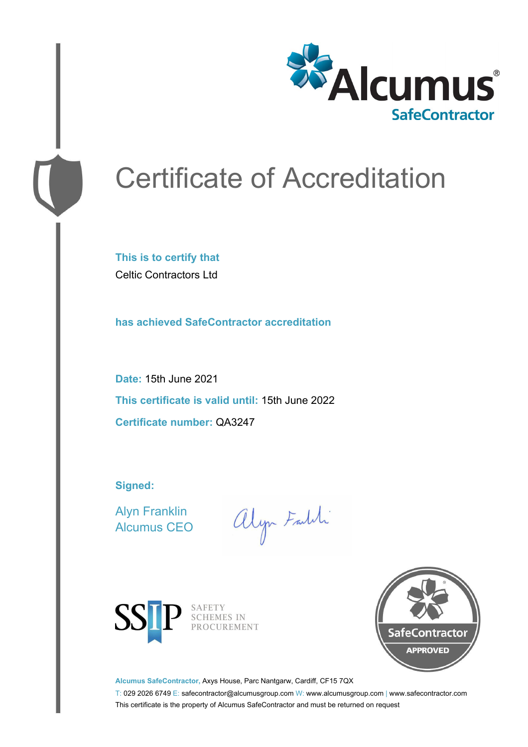Alcumus® SafeContractor

# Certificate of Accreditation

**This is to certify that**

Celtic Contractors Ltd

**has achieved SafeContractor accreditation**

**Date:** 15th June 2021

**This certificate is valid until:** 15th June 2022

**Certificate number:** QA3247

**Signed:**

Alyn Franklin
Alcumus CEO

SSIP SAFETY SCHEMES IN PROCUREMENT

SafeContractor APPROVED

**Alcumus SafeContractor,** Axys House, Parc Nantgarw, Cardiff, CF15 7QX

T: 029 2026 6749 E: safecontractor@alcumusgroup.com W: www.alcumusgroup.com | www.safecontractor.com

This certificate is the property of Alcumus SafeContractor and must be returned on request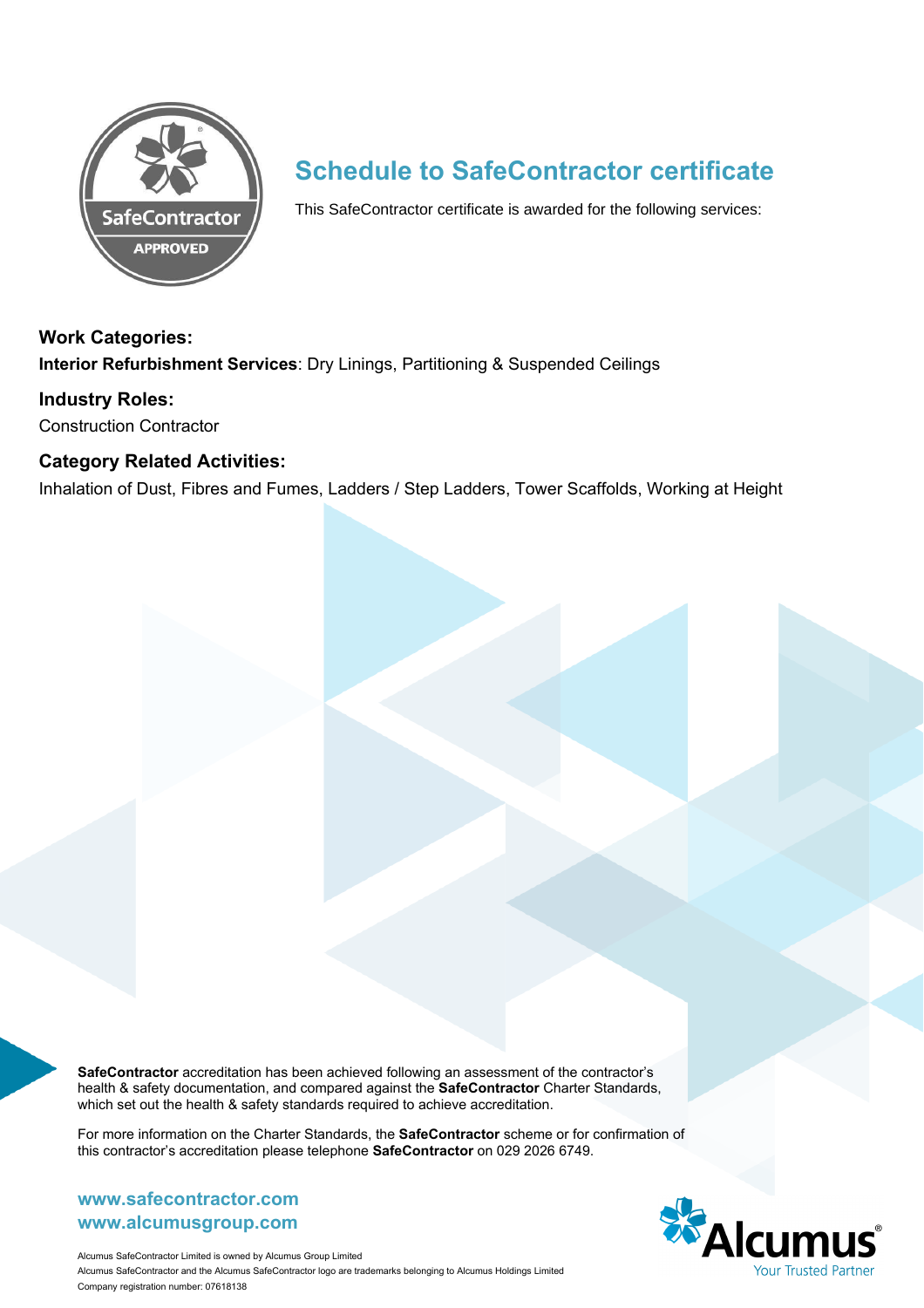# Schedule to SafeContractor certificate

This SafeContractor certificate is awarded for the following services:

### Work Categories:

**Interior Refurbishment Services**: Dry Linings, Partitioning & Suspended Ceilings

### Industry Roles:

Construction Contractor

### Category Related Activities:

Inhalation of Dust, Fibres and Fumes, Ladders / Step Ladders, Tower Scaffolds, Working at Height

**SafeContractor** accreditation has been achieved following an assessment of the contractor's health & safety documentation, and compared against the **SafeContractor** Charter Standards, which set out the health & safety standards required to achieve accreditation.

For more information on the Charter Standards, the **SafeContractor** scheme or for confirmation of this contractor's accreditation please telephone **SafeContractor** on 029 2026 6749.

**www.safecontractor.com**
**www.alcumusgroup.com**

Alcumus SafeContractor Limited is owned by Alcumus Group Limited
Alcumus SafeContractor and the Alcumus SafeContractor logo are trademarks belonging to Alcumus Holdings Limited
Company registration number: 07618138

Alcumus®
Your Trusted Partner